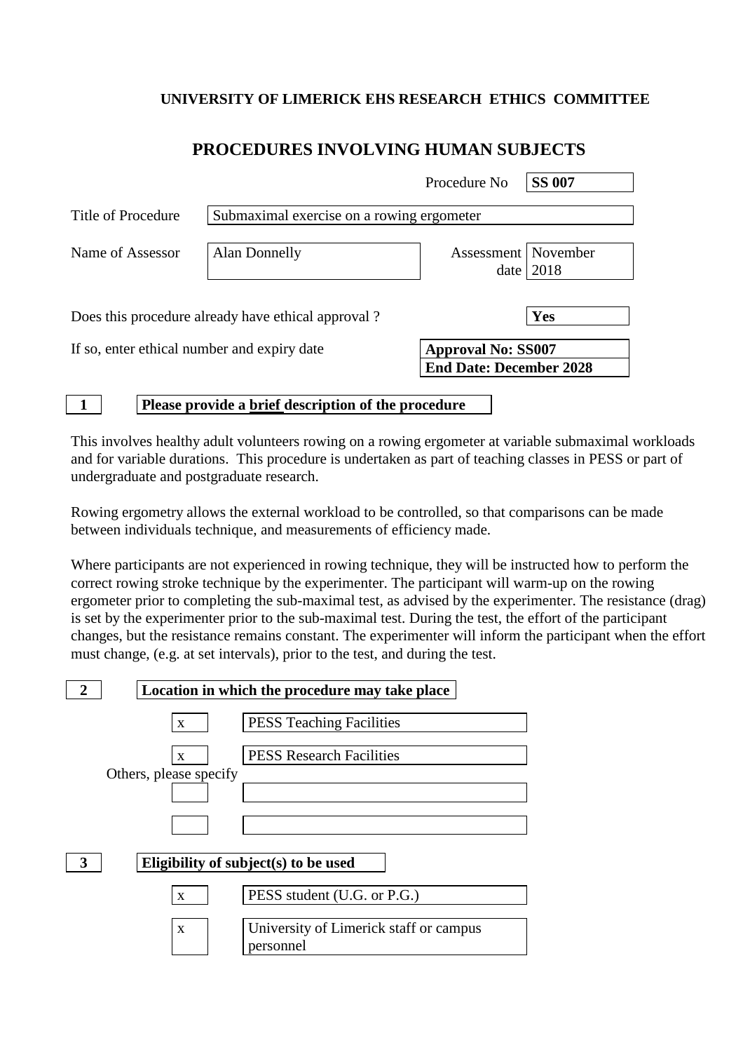**UNIVERSITY OF LIMERICK EHS RESEARCH ETHICS COMMITTEE**

# PROCEDURES INVOLVING HUMAN SUBJECTS

Procedure No **SS 007**

| | |
|---|---|
| Title of Procedure | Submaximal exercise on a rowing ergometer |
| Name of Assessor | Alan Donnelly |
| Assessment date | November 2018 |

Does this procedure already have ethical approval ? **Yes**

If so, enter ethical number and expiry date

**Approval No: SS007**
**End Date: December 2028**

## 1 Please provide a brief description of the procedure

This involves healthy adult volunteers rowing on a rowing ergometer at variable submaximal workloads and for variable durations. This procedure is undertaken as part of teaching classes in PESS or part of undergraduate and postgraduate research.

Rowing ergometry allows the external workload to be controlled, so that comparisons can be made between individuals technique, and measurements of efficiency made.

Where participants are not experienced in rowing technique, they will be instructed how to perform the correct rowing stroke technique by the experimenter. The participant will warm-up on the rowing ergometer prior to completing the sub-maximal test, as advised by the experimenter. The resistance (drag) is set by the experimenter prior to the sub-maximal test. During the test, the effort of the participant changes, but the resistance remains constant. The experimenter will inform the participant when the effort must change, (e.g. at set intervals), prior to the test, and during the test.

## 2 Location in which the procedure may take place

| | |
|---|---|
| x | PESS Teaching Facilities |
| x | PESS Research Facilities |

Others, please specify

| | |
|---|---|
| | |
| | |

## 3 Eligibility of subject(s) to be used

| | |
|---|---|
| x | PESS student (U.G. or P.G.) |
| x | University of Limerick staff or campus personnel |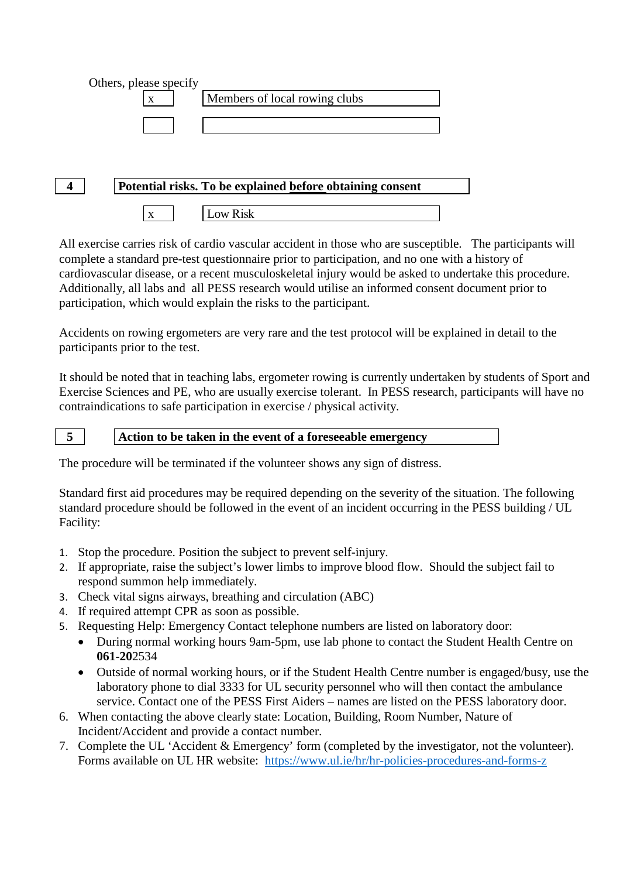Others, please specify

| | |
|---|---|
| x | Members of local rowing clubs |
| | |

## 4 Potential risks. To be explained before obtaining consent

| | |
|---|---|
| x | Low Risk |

All exercise carries risk of cardio vascular accident in those who are susceptible. The participants will complete a standard pre-test questionnaire prior to participation, and no one with a history of cardiovascular disease, or a recent musculoskeletal injury would be asked to undertake this procedure. Additionally, all labs and all PESS research would utilise an informed consent document prior to participation, which would explain the risks to the participant.

Accidents on rowing ergometers are very rare and the test protocol will be explained in detail to the participants prior to the test.

It should be noted that in teaching labs, ergometer rowing is currently undertaken by students of Sport and Exercise Sciences and PE, who are usually exercise tolerant. In PESS research, participants will have no contraindications to safe participation in exercise / physical activity.

## 5 Action to be taken in the event of a foreseeable emergency

The procedure will be terminated if the volunteer shows any sign of distress.

Standard first aid procedures may be required depending on the severity of the situation. The following standard procedure should be followed in the event of an incident occurring in the PESS building / UL Facility:

1. Stop the procedure. Position the subject to prevent self-injury.
2. If appropriate, raise the subject's lower limbs to improve blood flow. Should the subject fail to respond summon help immediately.
3. Check vital signs airways, breathing and circulation (ABC)
4. If required attempt CPR as soon as possible.
5. Requesting Help: Emergency Contact telephone numbers are listed on laboratory door:
   - During normal working hours 9am-5pm, use lab phone to contact the Student Health Centre on **061-20**2534
   - Outside of normal working hours, or if the Student Health Centre number is engaged/busy, use the laboratory phone to dial 3333 for UL security personnel who will then contact the ambulance service. Contact one of the PESS First Aiders – names are listed on the PESS laboratory door.
6. When contacting the above clearly state: Location, Building, Room Number, Nature of Incident/Accident and provide a contact number.
7. Complete the UL 'Accident & Emergency' form (completed by the investigator, not the volunteer). Forms available on UL HR website: https://www.ul.ie/hr/hr-policies-procedures-and-forms-z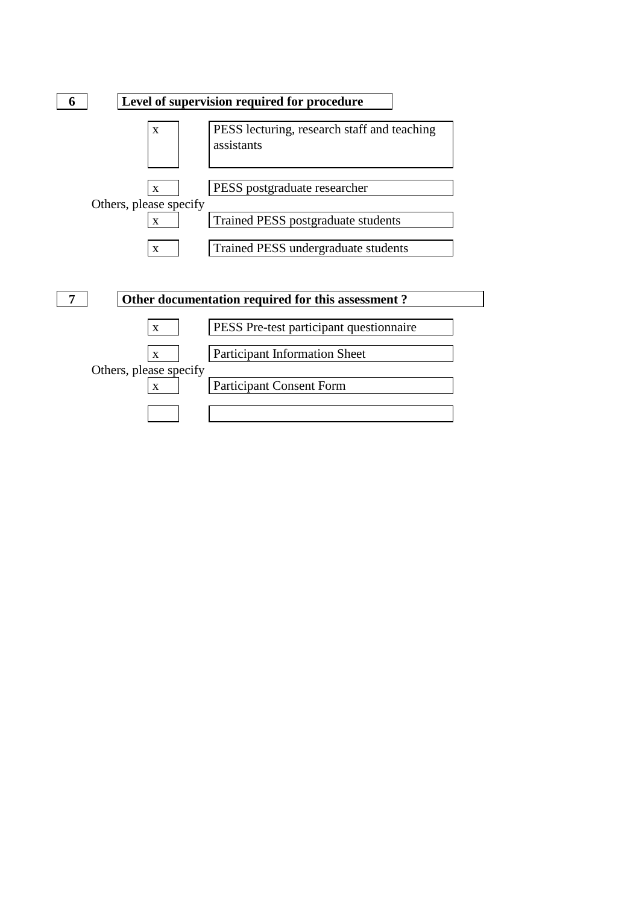**6** **Level of supervision required for procedure**

| | |
|---|---|
| x | PESS lecturing, research staff and teaching assistants |
| x | PESS postgraduate researcher |

Others, please specify

| | |
|---|---|
| x | Trained PESS postgraduate students |
| x | Trained PESS undergraduate students |

**7** **Other documentation required for this assessment ?**

| | |
|---|---|
| x | PESS Pre-test participant questionnaire |
| x | Participant Information Sheet |

Others, please specify

| | |
|---|---|
| x | Participant Consent Form |
| | |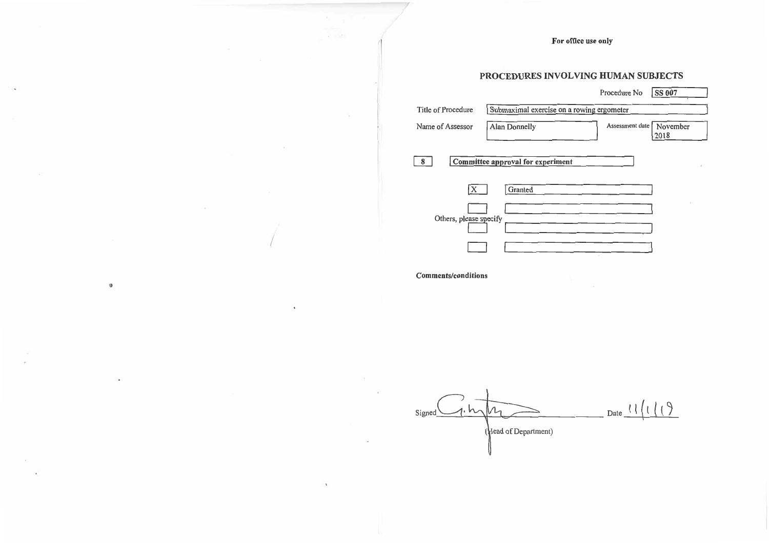For office use only

## PROCEDURES INVOLVING HUMAN SUBJECTS

Procedure No: SS 007

Title of Procedure: Submaximal exercise on a rowing ergometer

Name of Assessor: Alan Donnelly

Assessment date: November 2018

**8** **Committee approval for experiment**

[X] Granted

[ ]

Others, please specify

[ ]

[ ]

**Comments/conditions**

Signed ____________________ Date 11/1/19

(Head of Department)